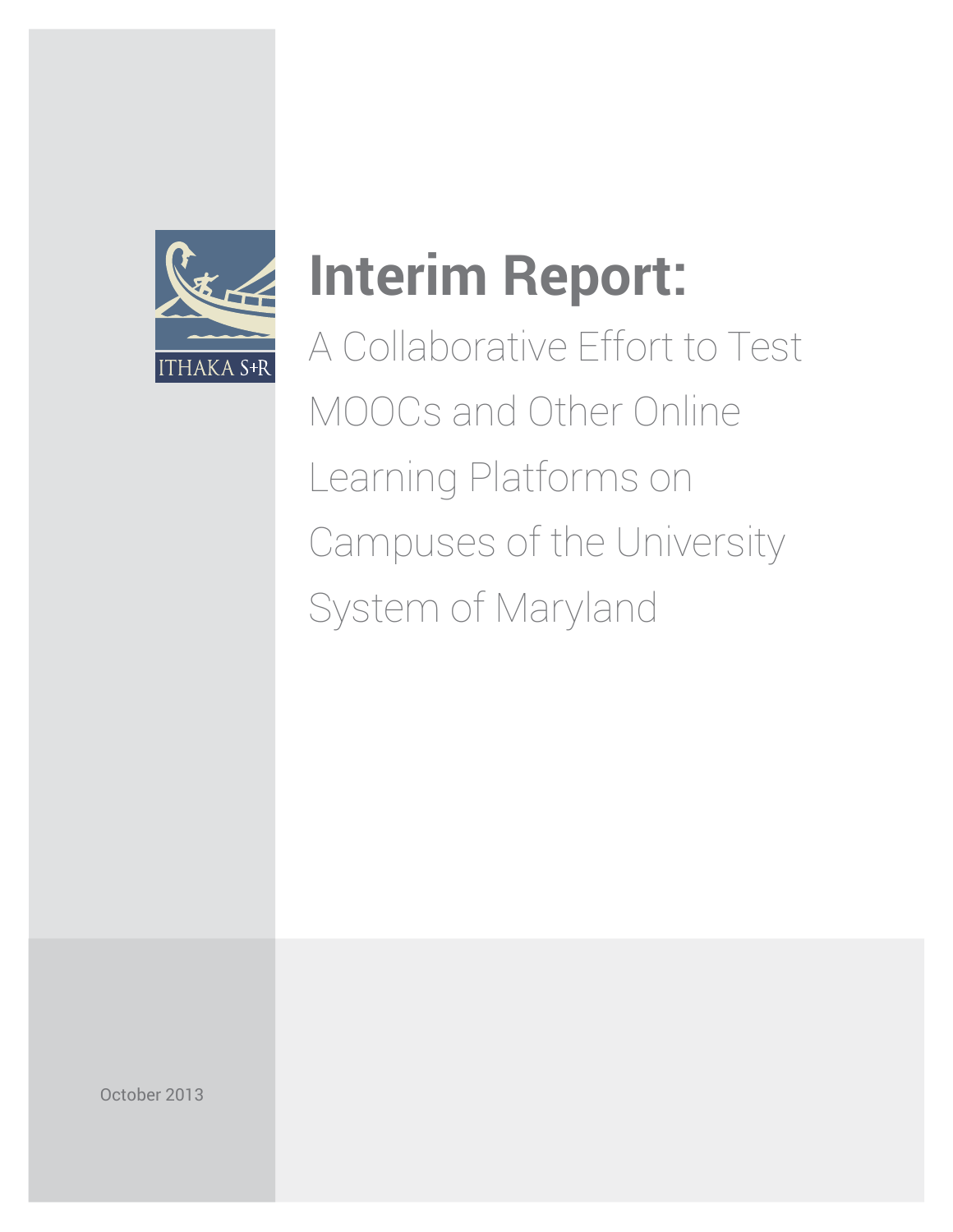ITHAKA S+R

# Interim Report:

## A Collaborative Effort to Test MOOCs and Other Online Learning Platforms on Campuses of the University System of Maryland

October 2013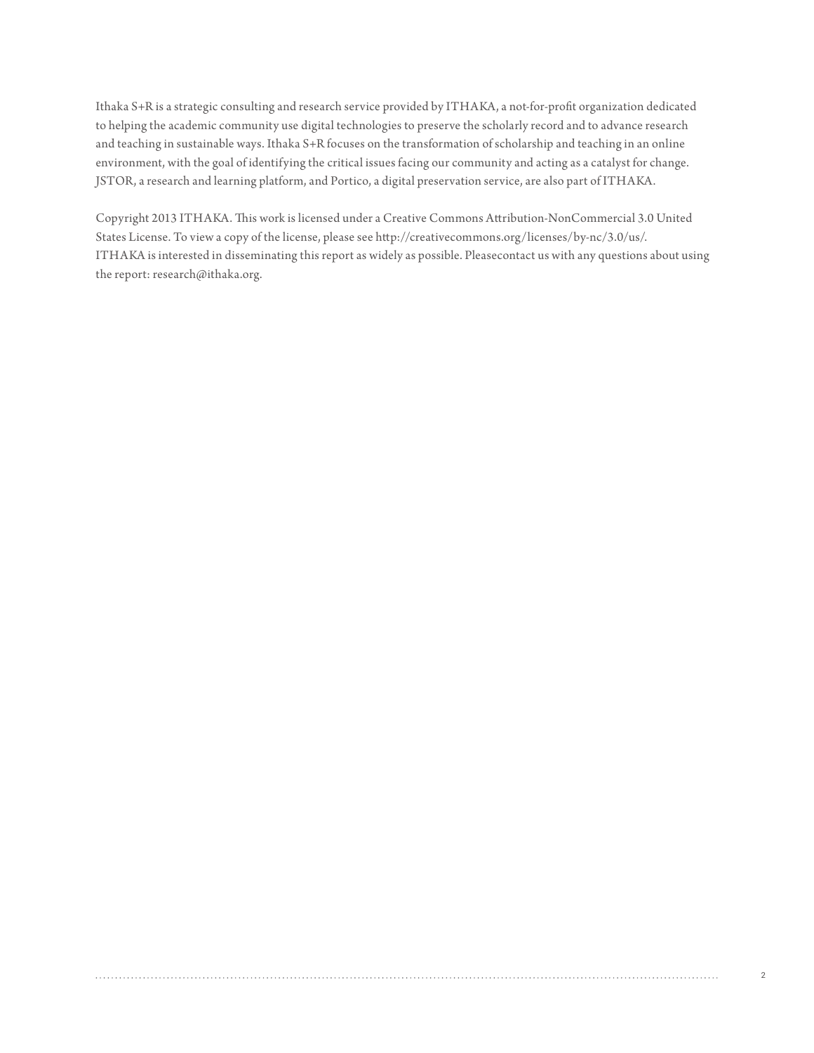Ithaka S+R is a strategic consulting and research service provided by ITHAKA, a not-for-profit organization dedicated to helping the academic community use digital technologies to preserve the scholarly record and to advance research and teaching in sustainable ways. Ithaka S+R focuses on the transformation of scholarship and teaching in an online environment, with the goal of identifying the critical issues facing our community and acting as a catalyst for change. JSTOR, a research and learning platform, and Portico, a digital preservation service, are also part of ITHAKA.

Copyright 2013 ITHAKA. This work is licensed under a Creative Commons Attribution-NonCommercial 3.0 United States License. To view a copy of the license, please see http://creativecommons.org/licenses/by-nc/3.0/us/. ITHAKA is interested in disseminating this report as widely as possible. Pleasecontact us with any questions about using the report: research@ithaka.org.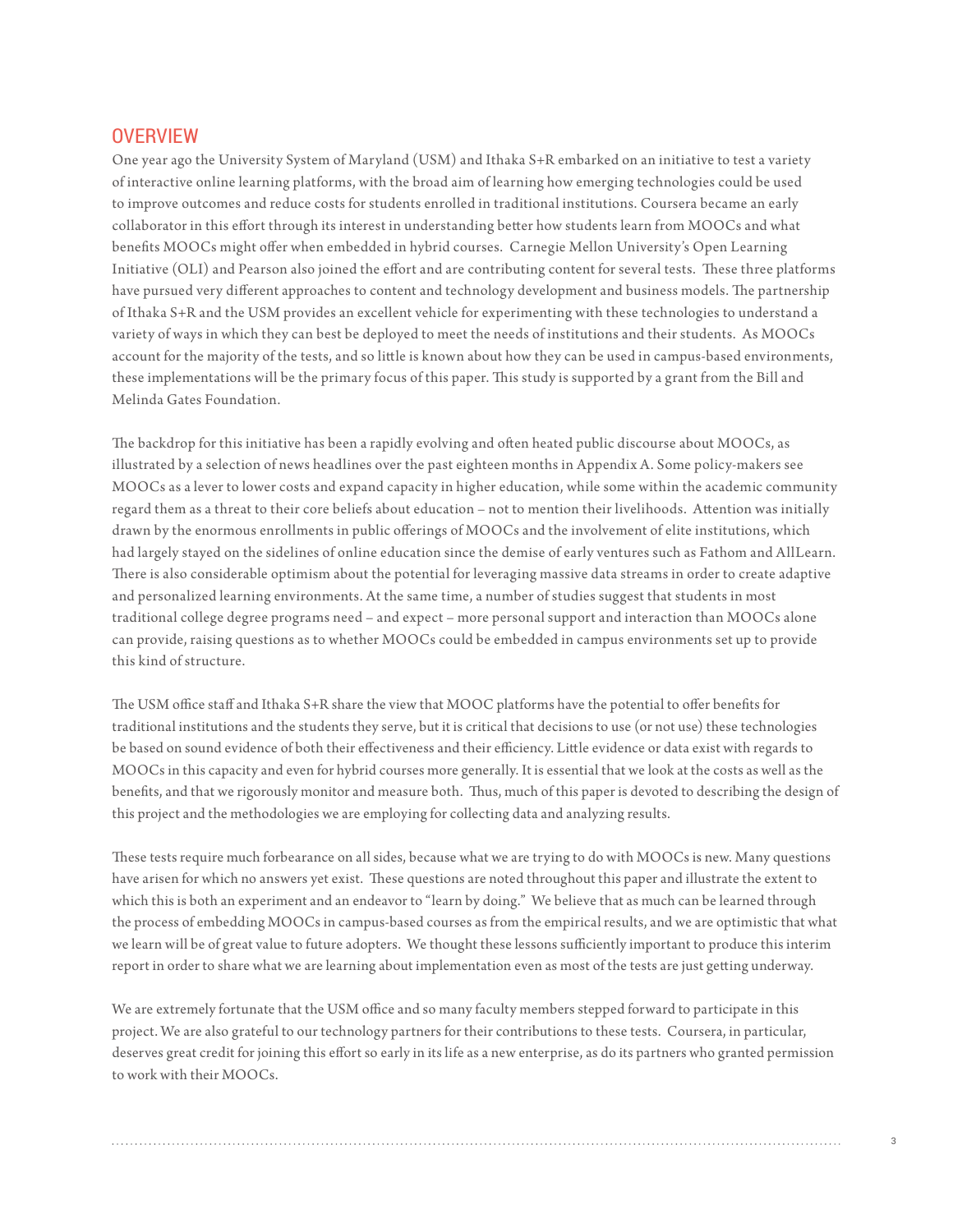## OVERVIEW

One year ago the University System of Maryland (USM) and Ithaka S+R embarked on an initiative to test a variety of interactive online learning platforms, with the broad aim of learning how emerging technologies could be used to improve outcomes and reduce costs for students enrolled in traditional institutions. Coursera became an early collaborator in this effort through its interest in understanding better how students learn from MOOCs and what benefits MOOCs might offer when embedded in hybrid courses. Carnegie Mellon University's Open Learning Initiative (OLI) and Pearson also joined the effort and are contributing content for several tests. These three platforms have pursued very different approaches to content and technology development and business models. The partnership of Ithaka S+R and the USM provides an excellent vehicle for experimenting with these technologies to understand a variety of ways in which they can best be deployed to meet the needs of institutions and their students. As MOOCs account for the majority of the tests, and so little is known about how they can be used in campus-based environments, these implementations will be the primary focus of this paper. This study is supported by a grant from the Bill and Melinda Gates Foundation.

The backdrop for this initiative has been a rapidly evolving and often heated public discourse about MOOCs, as illustrated by a selection of news headlines over the past eighteen months in Appendix A. Some policy-makers see MOOCs as a lever to lower costs and expand capacity in higher education, while some within the academic community regard them as a threat to their core beliefs about education – not to mention their livelihoods. Attention was initially drawn by the enormous enrollments in public offerings of MOOCs and the involvement of elite institutions, which had largely stayed on the sidelines of online education since the demise of early ventures such as Fathom and AllLearn. There is also considerable optimism about the potential for leveraging massive data streams in order to create adaptive and personalized learning environments. At the same time, a number of studies suggest that students in most traditional college degree programs need – and expect – more personal support and interaction than MOOCs alone can provide, raising questions as to whether MOOCs could be embedded in campus environments set up to provide this kind of structure.

The USM office staff and Ithaka S+R share the view that MOOC platforms have the potential to offer benefits for traditional institutions and the students they serve, but it is critical that decisions to use (or not use) these technologies be based on sound evidence of both their effectiveness and their efficiency. Little evidence or data exist with regards to MOOCs in this capacity and even for hybrid courses more generally. It is essential that we look at the costs as well as the benefits, and that we rigorously monitor and measure both. Thus, much of this paper is devoted to describing the design of this project and the methodologies we are employing for collecting data and analyzing results.

These tests require much forbearance on all sides, because what we are trying to do with MOOCs is new. Many questions have arisen for which no answers yet exist. These questions are noted throughout this paper and illustrate the extent to which this is both an experiment and an endeavor to "learn by doing." We believe that as much can be learned through the process of embedding MOOCs in campus-based courses as from the empirical results, and we are optimistic that what we learn will be of great value to future adopters. We thought these lessons sufficiently important to produce this interim report in order to share what we are learning about implementation even as most of the tests are just getting underway.

We are extremely fortunate that the USM office and so many faculty members stepped forward to participate in this project. We are also grateful to our technology partners for their contributions to these tests. Coursera, in particular, deserves great credit for joining this effort so early in its life as a new enterprise, as do its partners who granted permission to work with their MOOCs.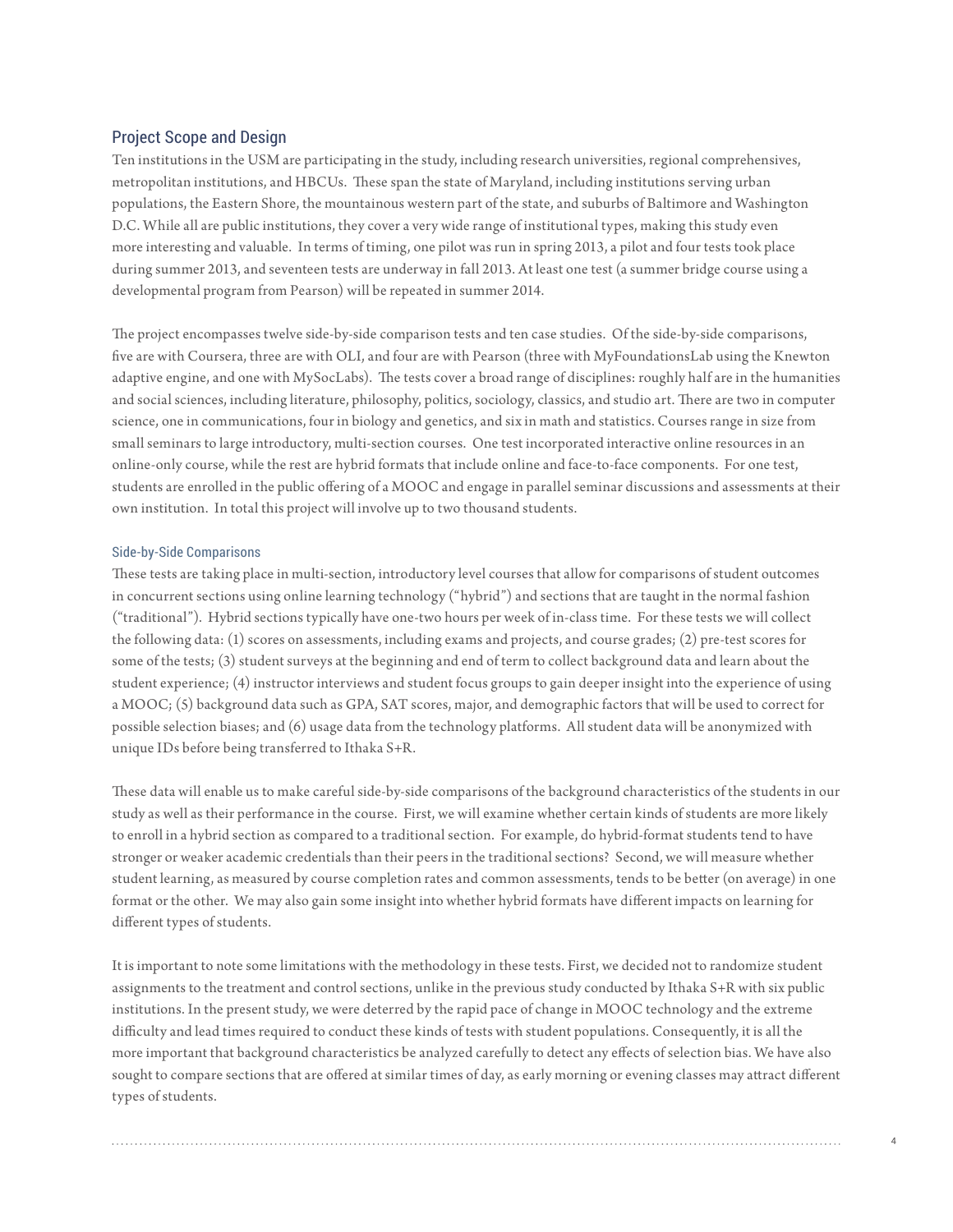## Project Scope and Design

Ten institutions in the USM are participating in the study, including research universities, regional comprehensives, metropolitan institutions, and HBCUs. These span the state of Maryland, including institutions serving urban populations, the Eastern Shore, the mountainous western part of the state, and suburbs of Baltimore and Washington D.C. While all are public institutions, they cover a very wide range of institutional types, making this study even more interesting and valuable. In terms of timing, one pilot was run in spring 2013, a pilot and four tests took place during summer 2013, and seventeen tests are underway in fall 2013. At least one test (a summer bridge course using a developmental program from Pearson) will be repeated in summer 2014.

The project encompasses twelve side-by-side comparison tests and ten case studies. Of the side-by-side comparisons, five are with Coursera, three are with OLI, and four are with Pearson (three with MyFoundationsLab using the Knewton adaptive engine, and one with MySocLabs). The tests cover a broad range of disciplines: roughly half are in the humanities and social sciences, including literature, philosophy, politics, sociology, classics, and studio art. There are two in computer science, one in communications, four in biology and genetics, and six in math and statistics. Courses range in size from small seminars to large introductory, multi-section courses. One test incorporated interactive online resources in an online-only course, while the rest are hybrid formats that include online and face-to-face components. For one test, students are enrolled in the public offering of a MOOC and engage in parallel seminar discussions and assessments at their own institution. In total this project will involve up to two thousand students.

### Side-by-Side Comparisons

These tests are taking place in multi-section, introductory level courses that allow for comparisons of student outcomes in concurrent sections using online learning technology ("hybrid") and sections that are taught in the normal fashion ("traditional"). Hybrid sections typically have one-two hours per week of in-class time. For these tests we will collect the following data: (1) scores on assessments, including exams and projects, and course grades; (2) pre-test scores for some of the tests; (3) student surveys at the beginning and end of term to collect background data and learn about the student experience; (4) instructor interviews and student focus groups to gain deeper insight into the experience of using a MOOC; (5) background data such as GPA, SAT scores, major, and demographic factors that will be used to correct for possible selection biases; and (6) usage data from the technology platforms. All student data will be anonymized with unique IDs before being transferred to Ithaka S+R.

These data will enable us to make careful side-by-side comparisons of the background characteristics of the students in our study as well as their performance in the course. First, we will examine whether certain kinds of students are more likely to enroll in a hybrid section as compared to a traditional section. For example, do hybrid-format students tend to have stronger or weaker academic credentials than their peers in the traditional sections? Second, we will measure whether student learning, as measured by course completion rates and common assessments, tends to be better (on average) in one format or the other. We may also gain some insight into whether hybrid formats have different impacts on learning for different types of students.

It is important to note some limitations with the methodology in these tests. First, we decided not to randomize student assignments to the treatment and control sections, unlike in the previous study conducted by Ithaka S+R with six public institutions. In the present study, we were deterred by the rapid pace of change in MOOC technology and the extreme difficulty and lead times required to conduct these kinds of tests with student populations. Consequently, it is all the more important that background characteristics be analyzed carefully to detect any effects of selection bias. We have also sought to compare sections that are offered at similar times of day, as early morning or evening classes may attract different types of students.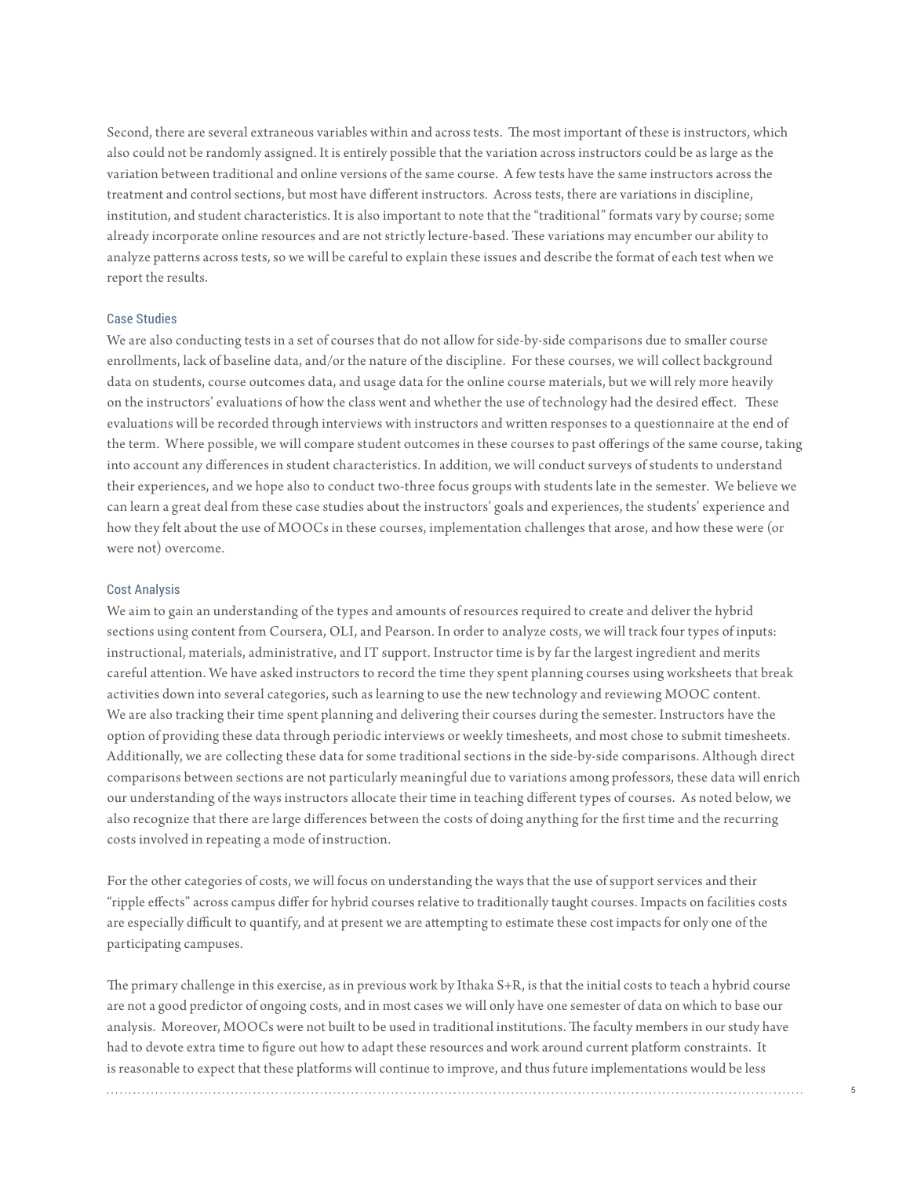Second, there are several extraneous variables within and across tests. The most important of these is instructors, which also could not be randomly assigned. It is entirely possible that the variation across instructors could be as large as the variation between traditional and online versions of the same course. A few tests have the same instructors across the treatment and control sections, but most have different instructors. Across tests, there are variations in discipline, institution, and student characteristics. It is also important to note that the "traditional" formats vary by course; some already incorporate online resources and are not strictly lecture-based. These variations may encumber our ability to analyze patterns across tests, so we will be careful to explain these issues and describe the format of each test when we report the results.

### Case Studies

We are also conducting tests in a set of courses that do not allow for side-by-side comparisons due to smaller course enrollments, lack of baseline data, and/or the nature of the discipline. For these courses, we will collect background data on students, course outcomes data, and usage data for the online course materials, but we will rely more heavily on the instructors' evaluations of how the class went and whether the use of technology had the desired effect. These evaluations will be recorded through interviews with instructors and written responses to a questionnaire at the end of the term. Where possible, we will compare student outcomes in these courses to past offerings of the same course, taking into account any differences in student characteristics. In addition, we will conduct surveys of students to understand their experiences, and we hope also to conduct two-three focus groups with students late in the semester. We believe we can learn a great deal from these case studies about the instructors' goals and experiences, the students' experience and how they felt about the use of MOOCs in these courses, implementation challenges that arose, and how these were (or were not) overcome.

### Cost Analysis

We aim to gain an understanding of the types and amounts of resources required to create and deliver the hybrid sections using content from Coursera, OLI, and Pearson. In order to analyze costs, we will track four types of inputs: instructional, materials, administrative, and IT support. Instructor time is by far the largest ingredient and merits careful attention. We have asked instructors to record the time they spent planning courses using worksheets that break activities down into several categories, such as learning to use the new technology and reviewing MOOC content. We are also tracking their time spent planning and delivering their courses during the semester. Instructors have the option of providing these data through periodic interviews or weekly timesheets, and most chose to submit timesheets. Additionally, we are collecting these data for some traditional sections in the side-by-side comparisons. Although direct comparisons between sections are not particularly meaningful due to variations among professors, these data will enrich our understanding of the ways instructors allocate their time in teaching different types of courses. As noted below, we also recognize that there are large differences between the costs of doing anything for the first time and the recurring costs involved in repeating a mode of instruction.

For the other categories of costs, we will focus on understanding the ways that the use of support services and their "ripple effects" across campus differ for hybrid courses relative to traditionally taught courses. Impacts on facilities costs are especially difficult to quantify, and at present we are attempting to estimate these cost impacts for only one of the participating campuses.

The primary challenge in this exercise, as in previous work by Ithaka S+R, is that the initial costs to teach a hybrid course are not a good predictor of ongoing costs, and in most cases we will only have one semester of data on which to base our analysis. Moreover, MOOCs were not built to be used in traditional institutions. The faculty members in our study have had to devote extra time to figure out how to adapt these resources and work around current platform constraints. It is reasonable to expect that these platforms will continue to improve, and thus future implementations would be less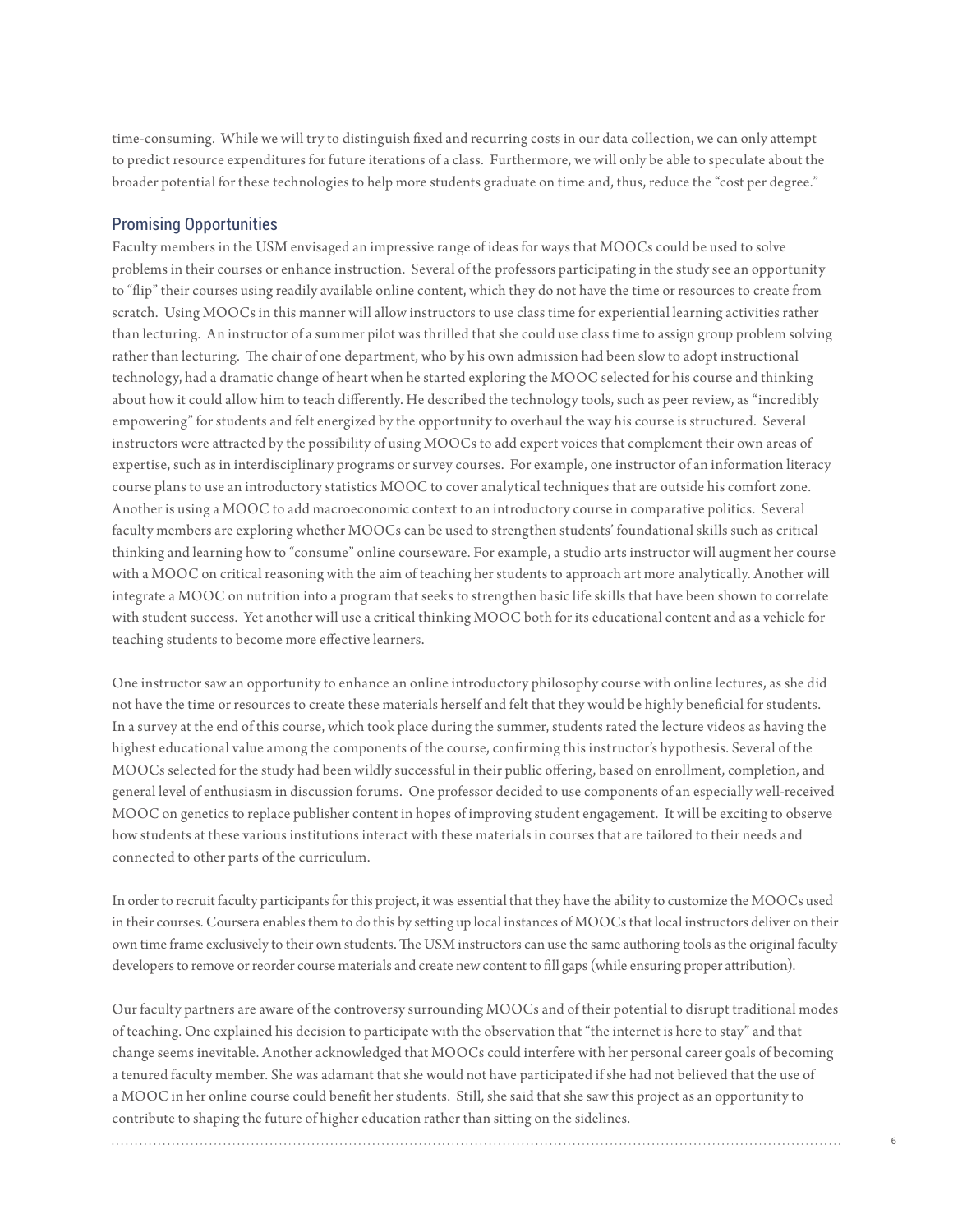time-consuming. While we will try to distinguish fixed and recurring costs in our data collection, we can only attempt to predict resource expenditures for future iterations of a class. Furthermore, we will only be able to speculate about the broader potential for these technologies to help more students graduate on time and, thus, reduce the "cost per degree."

## Promising Opportunities

Faculty members in the USM envisaged an impressive range of ideas for ways that MOOCs could be used to solve problems in their courses or enhance instruction. Several of the professors participating in the study see an opportunity to "flip" their courses using readily available online content, which they do not have the time or resources to create from scratch. Using MOOCs in this manner will allow instructors to use class time for experiential learning activities rather than lecturing. An instructor of a summer pilot was thrilled that she could use class time to assign group problem solving rather than lecturing. The chair of one department, who by his own admission had been slow to adopt instructional technology, had a dramatic change of heart when he started exploring the MOOC selected for his course and thinking about how it could allow him to teach differently. He described the technology tools, such as peer review, as "incredibly empowering" for students and felt energized by the opportunity to overhaul the way his course is structured. Several instructors were attracted by the possibility of using MOOCs to add expert voices that complement their own areas of expertise, such as in interdisciplinary programs or survey courses. For example, one instructor of an information literacy course plans to use an introductory statistics MOOC to cover analytical techniques that are outside his comfort zone. Another is using a MOOC to add macroeconomic context to an introductory course in comparative politics. Several faculty members are exploring whether MOOCs can be used to strengthen students' foundational skills such as critical thinking and learning how to "consume" online courseware. For example, a studio arts instructor will augment her course with a MOOC on critical reasoning with the aim of teaching her students to approach art more analytically. Another will integrate a MOOC on nutrition into a program that seeks to strengthen basic life skills that have been shown to correlate with student success. Yet another will use a critical thinking MOOC both for its educational content and as a vehicle for teaching students to become more effective learners.

One instructor saw an opportunity to enhance an online introductory philosophy course with online lectures, as she did not have the time or resources to create these materials herself and felt that they would be highly beneficial for students. In a survey at the end of this course, which took place during the summer, students rated the lecture videos as having the highest educational value among the components of the course, confirming this instructor's hypothesis. Several of the MOOCs selected for the study had been wildly successful in their public offering, based on enrollment, completion, and general level of enthusiasm in discussion forums. One professor decided to use components of an especially well-received MOOC on genetics to replace publisher content in hopes of improving student engagement. It will be exciting to observe how students at these various institutions interact with these materials in courses that are tailored to their needs and connected to other parts of the curriculum.

In order to recruit faculty participants for this project, it was essential that they have the ability to customize the MOOCs used in their courses. Coursera enables them to do this by setting up local instances of MOOCs that local instructors deliver on their own time frame exclusively to their own students. The USM instructors can use the same authoring tools as the original faculty developers to remove or reorder course materials and create new content to fill gaps (while ensuring proper attribution).

Our faculty partners are aware of the controversy surrounding MOOCs and of their potential to disrupt traditional modes of teaching. One explained his decision to participate with the observation that "the internet is here to stay" and that change seems inevitable. Another acknowledged that MOOCs could interfere with her personal career goals of becoming a tenured faculty member. She was adamant that she would not have participated if she had not believed that the use of a MOOC in her online course could benefit her students. Still, she said that she saw this project as an opportunity to contribute to shaping the future of higher education rather than sitting on the sidelines.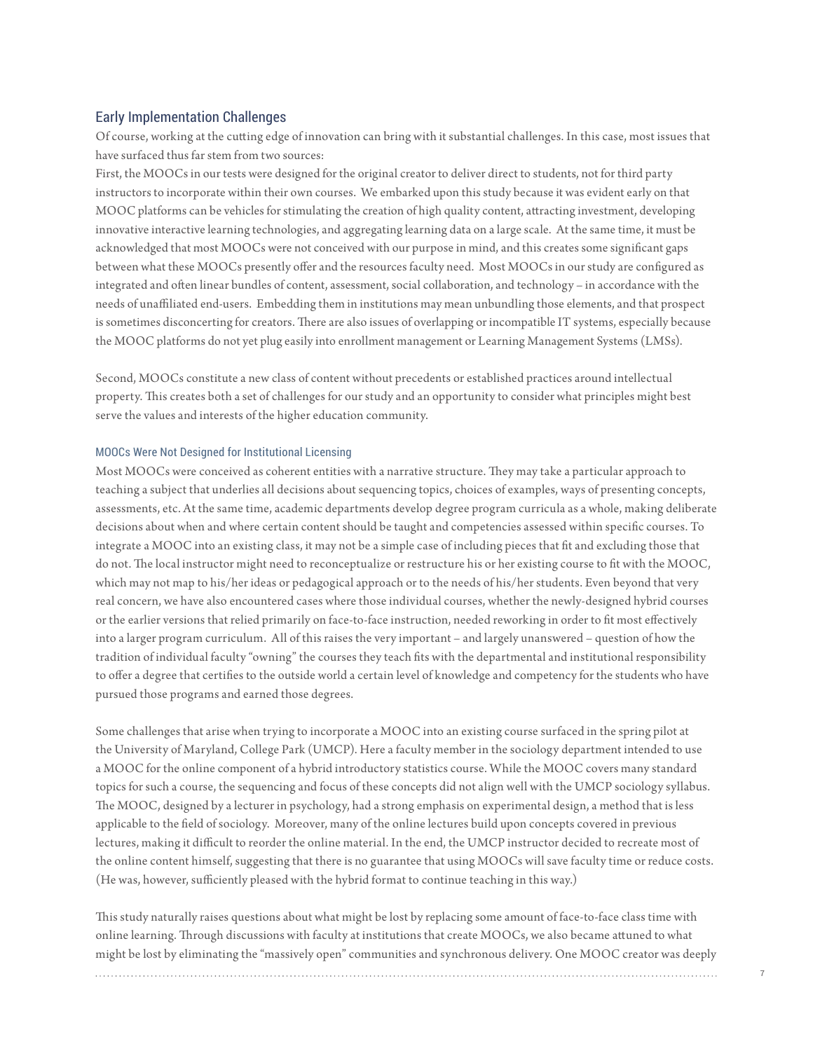## Early Implementation Challenges

Of course, working at the cutting edge of innovation can bring with it substantial challenges. In this case, most issues that have surfaced thus far stem from two sources:

First, the MOOCs in our tests were designed for the original creator to deliver direct to students, not for third party instructors to incorporate within their own courses. We embarked upon this study because it was evident early on that MOOC platforms can be vehicles for stimulating the creation of high quality content, attracting investment, developing innovative interactive learning technologies, and aggregating learning data on a large scale. At the same time, it must be acknowledged that most MOOCs were not conceived with our purpose in mind, and this creates some significant gaps between what these MOOCs presently offer and the resources faculty need. Most MOOCs in our study are configured as integrated and often linear bundles of content, assessment, social collaboration, and technology – in accordance with the needs of unaffiliated end-users. Embedding them in institutions may mean unbundling those elements, and that prospect is sometimes disconcerting for creators. There are also issues of overlapping or incompatible IT systems, especially because the MOOC platforms do not yet plug easily into enrollment management or Learning Management Systems (LMSs).

Second, MOOCs constitute a new class of content without precedents or established practices around intellectual property. This creates both a set of challenges for our study and an opportunity to consider what principles might best serve the values and interests of the higher education community.

### MOOCs Were Not Designed for Institutional Licensing

Most MOOCs were conceived as coherent entities with a narrative structure. They may take a particular approach to teaching a subject that underlies all decisions about sequencing topics, choices of examples, ways of presenting concepts, assessments, etc. At the same time, academic departments develop degree program curricula as a whole, making deliberate decisions about when and where certain content should be taught and competencies assessed within specific courses. To integrate a MOOC into an existing class, it may not be a simple case of including pieces that fit and excluding those that do not. The local instructor might need to reconceptualize or restructure his or her existing course to fit with the MOOC, which may not map to his/her ideas or pedagogical approach or to the needs of his/her students. Even beyond that very real concern, we have also encountered cases where those individual courses, whether the newly-designed hybrid courses or the earlier versions that relied primarily on face-to-face instruction, needed reworking in order to fit most effectively into a larger program curriculum. All of this raises the very important – and largely unanswered – question of how the tradition of individual faculty "owning" the courses they teach fits with the departmental and institutional responsibility to offer a degree that certifies to the outside world a certain level of knowledge and competency for the students who have pursued those programs and earned those degrees.

Some challenges that arise when trying to incorporate a MOOC into an existing course surfaced in the spring pilot at the University of Maryland, College Park (UMCP). Here a faculty member in the sociology department intended to use a MOOC for the online component of a hybrid introductory statistics course. While the MOOC covers many standard topics for such a course, the sequencing and focus of these concepts did not align well with the UMCP sociology syllabus. The MOOC, designed by a lecturer in psychology, had a strong emphasis on experimental design, a method that is less applicable to the field of sociology. Moreover, many of the online lectures build upon concepts covered in previous lectures, making it difficult to reorder the online material. In the end, the UMCP instructor decided to recreate most of the online content himself, suggesting that there is no guarantee that using MOOCs will save faculty time or reduce costs. (He was, however, sufficiently pleased with the hybrid format to continue teaching in this way.)

This study naturally raises questions about what might be lost by replacing some amount of face-to-face class time with online learning. Through discussions with faculty at institutions that create MOOCs, we also became attuned to what might be lost by eliminating the "massively open" communities and synchronous delivery. One MOOC creator was deeply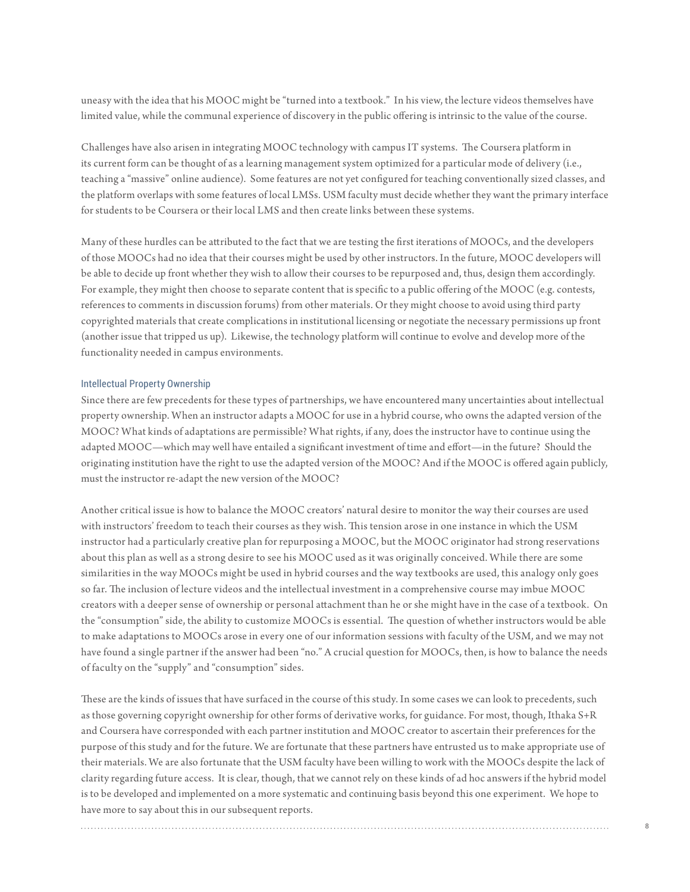uneasy with the idea that his MOOC might be "turned into a textbook." In his view, the lecture videos themselves have limited value, while the communal experience of discovery in the public offering is intrinsic to the value of the course.

Challenges have also arisen in integrating MOOC technology with campus IT systems. The Coursera platform in its current form can be thought of as a learning management system optimized for a particular mode of delivery (i.e., teaching a "massive" online audience). Some features are not yet configured for teaching conventionally sized classes, and the platform overlaps with some features of local LMSs. USM faculty must decide whether they want the primary interface for students to be Coursera or their local LMS and then create links between these systems.

Many of these hurdles can be attributed to the fact that we are testing the first iterations of MOOCs, and the developers of those MOOCs had no idea that their courses might be used by other instructors. In the future, MOOC developers will be able to decide up front whether they wish to allow their courses to be repurposed and, thus, design them accordingly. For example, they might then choose to separate content that is specific to a public offering of the MOOC (e.g. contests, references to comments in discussion forums) from other materials. Or they might choose to avoid using third party copyrighted materials that create complications in institutional licensing or negotiate the necessary permissions up front (another issue that tripped us up). Likewise, the technology platform will continue to evolve and develop more of the functionality needed in campus environments.

### Intellectual Property Ownership

Since there are few precedents for these types of partnerships, we have encountered many uncertainties about intellectual property ownership. When an instructor adapts a MOOC for use in a hybrid course, who owns the adapted version of the MOOC? What kinds of adaptations are permissible? What rights, if any, does the instructor have to continue using the adapted MOOC—which may well have entailed a significant investment of time and effort—in the future? Should the originating institution have the right to use the adapted version of the MOOC? And if the MOOC is offered again publicly, must the instructor re-adapt the new version of the MOOC?

Another critical issue is how to balance the MOOC creators' natural desire to monitor the way their courses are used with instructors' freedom to teach their courses as they wish. This tension arose in one instance in which the USM instructor had a particularly creative plan for repurposing a MOOC, but the MOOC originator had strong reservations about this plan as well as a strong desire to see his MOOC used as it was originally conceived. While there are some similarities in the way MOOCs might be used in hybrid courses and the way textbooks are used, this analogy only goes so far. The inclusion of lecture videos and the intellectual investment in a comprehensive course may imbue MOOC creators with a deeper sense of ownership or personal attachment than he or she might have in the case of a textbook. On the "consumption" side, the ability to customize MOOCs is essential. The question of whether instructors would be able to make adaptations to MOOCs arose in every one of our information sessions with faculty of the USM, and we may not have found a single partner if the answer had been "no." A crucial question for MOOCs, then, is how to balance the needs of faculty on the "supply" and "consumption" sides.

These are the kinds of issues that have surfaced in the course of this study. In some cases we can look to precedents, such as those governing copyright ownership for other forms of derivative works, for guidance. For most, though, Ithaka S+R and Coursera have corresponded with each partner institution and MOOC creator to ascertain their preferences for the purpose of this study and for the future. We are fortunate that these partners have entrusted us to make appropriate use of their materials. We are also fortunate that the USM faculty have been willing to work with the MOOCs despite the lack of clarity regarding future access. It is clear, though, that we cannot rely on these kinds of ad hoc answers if the hybrid model is to be developed and implemented on a more systematic and continuing basis beyond this one experiment. We hope to have more to say about this in our subsequent reports.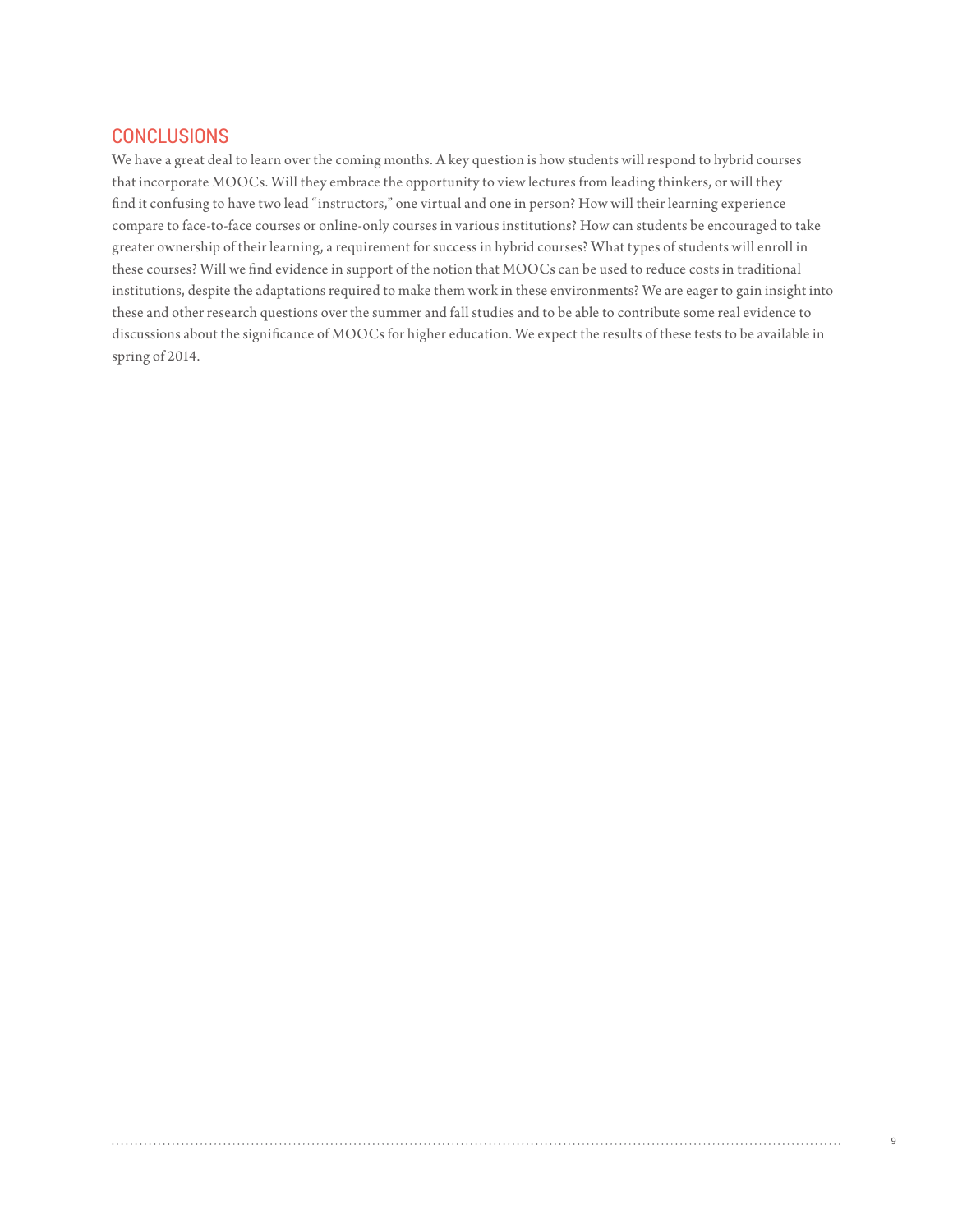## CONCLUSIONS

We have a great deal to learn over the coming months. A key question is how students will respond to hybrid courses that incorporate MOOCs. Will they embrace the opportunity to view lectures from leading thinkers, or will they find it confusing to have two lead "instructors," one virtual and one in person? How will their learning experience compare to face-to-face courses or online-only courses in various institutions? How can students be encouraged to take greater ownership of their learning, a requirement for success in hybrid courses? What types of students will enroll in these courses? Will we find evidence in support of the notion that MOOCs can be used to reduce costs in traditional institutions, despite the adaptations required to make them work in these environments? We are eager to gain insight into these and other research questions over the summer and fall studies and to be able to contribute some real evidence to discussions about the significance of MOOCs for higher education. We expect the results of these tests to be available in spring of 2014.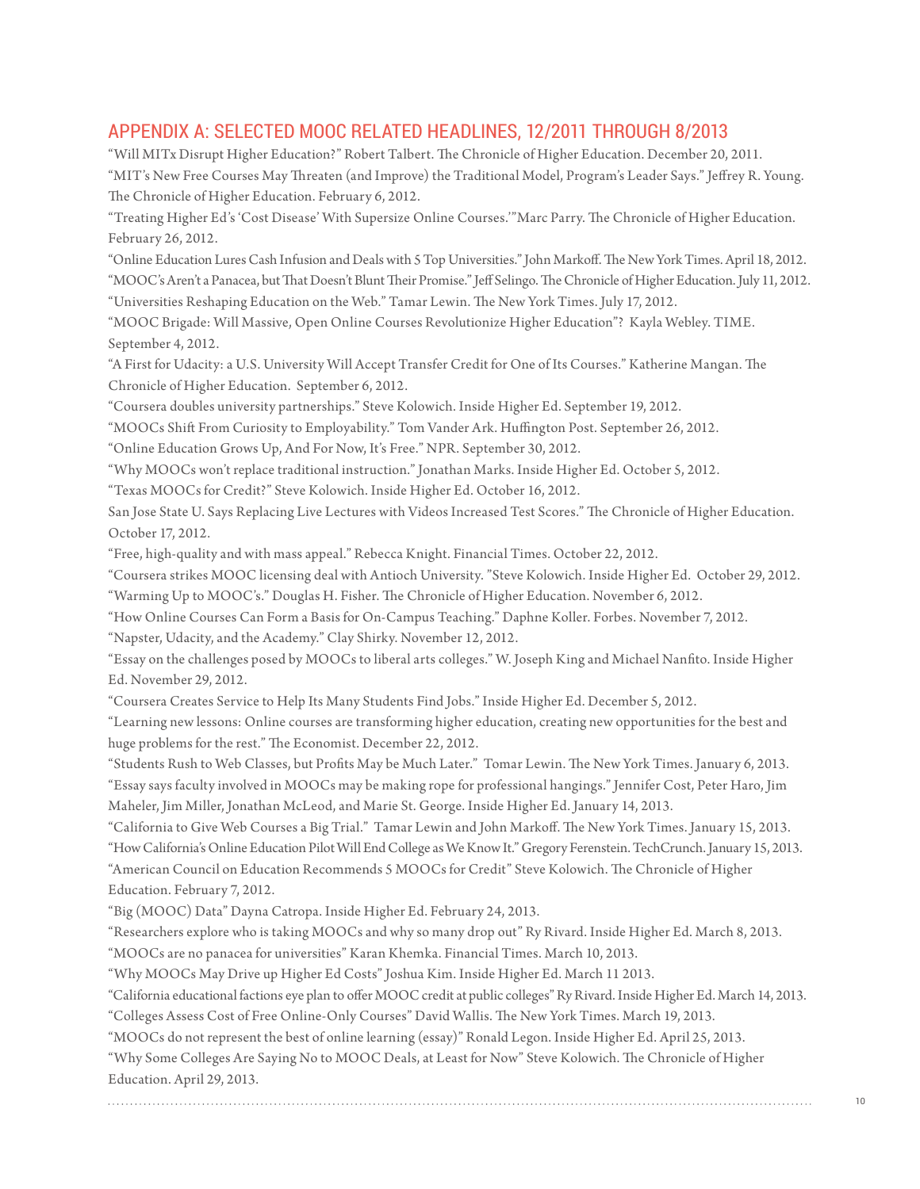## APPENDIX A: SELECTED MOOC RELATED HEADLINES, 12/2011 THROUGH 8/2013

"Will MITx Disrupt Higher Education?" Robert Talbert. The Chronicle of Higher Education. December 20, 2011.

"MIT's New Free Courses May Threaten (and Improve) the Traditional Model, Program's Leader Says." Jeffrey R. Young. The Chronicle of Higher Education. February 6, 2012.

"Treating Higher Ed's 'Cost Disease' With Supersize Online Courses.'"Marc Parry. The Chronicle of Higher Education. February 26, 2012.

"Online Education Lures Cash Infusion and Deals with 5 Top Universities." John Markoff. The New York Times. April 18, 2012.

"MOOC's Aren't a Panacea, but That Doesn't Blunt Their Promise." Jeff Selingo. The Chronicle of Higher Education. July 11, 2012.

"Universities Reshaping Education on the Web." Tamar Lewin. The New York Times. July 17, 2012.

"MOOC Brigade: Will Massive, Open Online Courses Revolutionize Higher Education"? Kayla Webley. TIME. September 4, 2012.

"A First for Udacity: a U.S. University Will Accept Transfer Credit for One of Its Courses." Katherine Mangan. The Chronicle of Higher Education. September 6, 2012.

"Coursera doubles university partnerships." Steve Kolowich. Inside Higher Ed. September 19, 2012.

"MOOCs Shift From Curiosity to Employability." Tom Vander Ark. Huffington Post. September 26, 2012.

"Online Education Grows Up, And For Now, It's Free." NPR. September 30, 2012.

"Why MOOCs won't replace traditional instruction." Jonathan Marks. Inside Higher Ed. October 5, 2012.

"Texas MOOCs for Credit?" Steve Kolowich. Inside Higher Ed. October 16, 2012.

San Jose State U. Says Replacing Live Lectures with Videos Increased Test Scores." The Chronicle of Higher Education. October 17, 2012.

"Free, high-quality and with mass appeal." Rebecca Knight. Financial Times. October 22, 2012.

"Coursera strikes MOOC licensing deal with Antioch University. "Steve Kolowich. Inside Higher Ed. October 29, 2012.

"Warming Up to MOOC's." Douglas H. Fisher. The Chronicle of Higher Education. November 6, 2012.

"How Online Courses Can Form a Basis for On-Campus Teaching." Daphne Koller. Forbes. November 7, 2012.

"Napster, Udacity, and the Academy." Clay Shirky. November 12, 2012.

"Essay on the challenges posed by MOOCs to liberal arts colleges." W. Joseph King and Michael Nanfito. Inside Higher Ed. November 29, 2012.

"Coursera Creates Service to Help Its Many Students Find Jobs." Inside Higher Ed. December 5, 2012.

"Learning new lessons: Online courses are transforming higher education, creating new opportunities for the best and huge problems for the rest." The Economist. December 22, 2012.

"Students Rush to Web Classes, but Profits May be Much Later." Tomar Lewin. The New York Times. January 6, 2013.

"Essay says faculty involved in MOOCs may be making rope for professional hangings." Jennifer Cost, Peter Haro, Jim Maheler, Jim Miller, Jonathan McLeod, and Marie St. George. Inside Higher Ed. January 14, 2013.

"California to Give Web Courses a Big Trial." Tamar Lewin and John Markoff. The New York Times. January 15, 2013.

"How California's Online Education Pilot Will End College as We Know It." Gregory Ferenstein. TechCrunch. January 15, 2013.

"American Council on Education Recommends 5 MOOCs for Credit" Steve Kolowich. The Chronicle of Higher Education. February 7, 2012.

"Big (MOOC) Data" Dayna Catropa. Inside Higher Ed. February 24, 2013.

"Researchers explore who is taking MOOCs and why so many drop out" Ry Rivard. Inside Higher Ed. March 8, 2013.

"MOOCs are no panacea for universities" Karan Khemka. Financial Times. March 10, 2013.

"Why MOOCs May Drive up Higher Ed Costs" Joshua Kim. Inside Higher Ed. March 11 2013.

"California educational factions eye plan to offer MOOC credit at public colleges" Ry Rivard. Inside Higher Ed. March 14, 2013.

"Colleges Assess Cost of Free Online-Only Courses" David Wallis. The New York Times. March 19, 2013.

"MOOCs do not represent the best of online learning (essay)" Ronald Legon. Inside Higher Ed. April 25, 2013.

"Why Some Colleges Are Saying No to MOOC Deals, at Least for Now" Steve Kolowich. The Chronicle of Higher Education. April 29, 2013.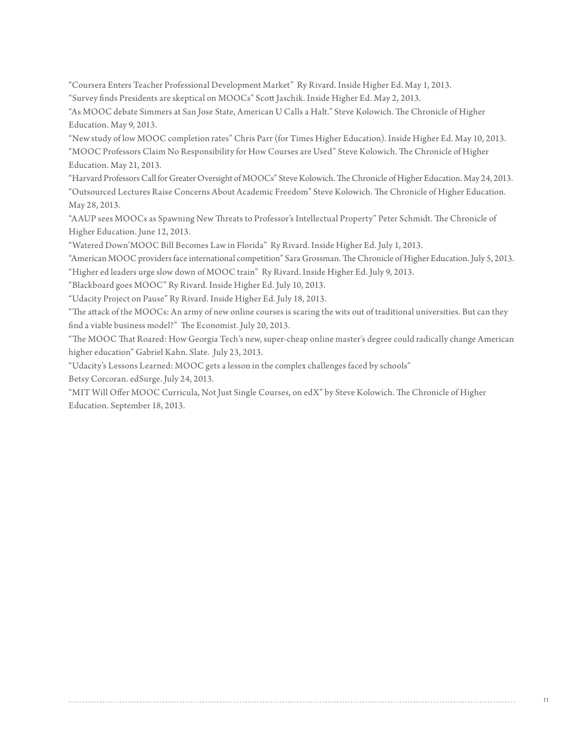"Coursera Enters Teacher Professional Development Market" Ry Rivard. Inside Higher Ed. May 1, 2013.

"Survey finds Presidents are skeptical on MOOCs" Scott Jaschik. Inside Higher Ed. May 2, 2013.

"As MOOC debate Simmers at San Jose State, American U Calls a Halt." Steve Kolowich. The Chronicle of Higher Education. May 9, 2013.

"New study of low MOOC completion rates" Chris Parr (for Times Higher Education). Inside Higher Ed. May 10, 2013.

"MOOC Professors Claim No Responsibility for How Courses are Used" Steve Kolowich. The Chronicle of Higher Education. May 21, 2013.

"Harvard Professors Call for Greater Oversight of MOOCs" Steve Kolowich. The Chronicle of Higher Education. May 24, 2013.

"Outsourced Lectures Raise Concerns About Academic Freedom" Steve Kolowich. The Chronicle of Higher Education. May 28, 2013.

"AAUP sees MOOCs as Spawning New Threats to Professor's Intellectual Property" Peter Schmidt. The Chronicle of Higher Education. June 12, 2013.

"Watered Down'MOOC Bill Becomes Law in Florida" Ry Rivard. Inside Higher Ed. July 1, 2013.

"American MOOC providers face international competition" Sara Grossman. The Chronicle of Higher Education. July 5, 2013.

"Higher ed leaders urge slow down of MOOC train" Ry Rivard. Inside Higher Ed. July 9, 2013.

"Blackboard goes MOOC" Ry Rivard. Inside Higher Ed. July 10, 2013.

"Udacity Project on Pause" Ry Rivard. Inside Higher Ed. July 18, 2013.

"The attack of the MOOCs: An army of new online courses is scaring the wits out of traditional universities. But can they find a viable business model?" The Economist. July 20, 2013.

"The MOOC That Roared: How Georgia Tech's new, super-cheap online master's degree could radically change American higher education" Gabriel Kahn. Slate. July 23, 2013.

"Udacity's Lessons Learned: MOOC gets a lesson in the complex challenges faced by schools" Betsy Corcoran. edSurge. July 24, 2013.

"MIT Will Offer MOOC Curricula, Not Just Single Courses, on edX" by Steve Kolowich. The Chronicle of Higher Education. September 18, 2013.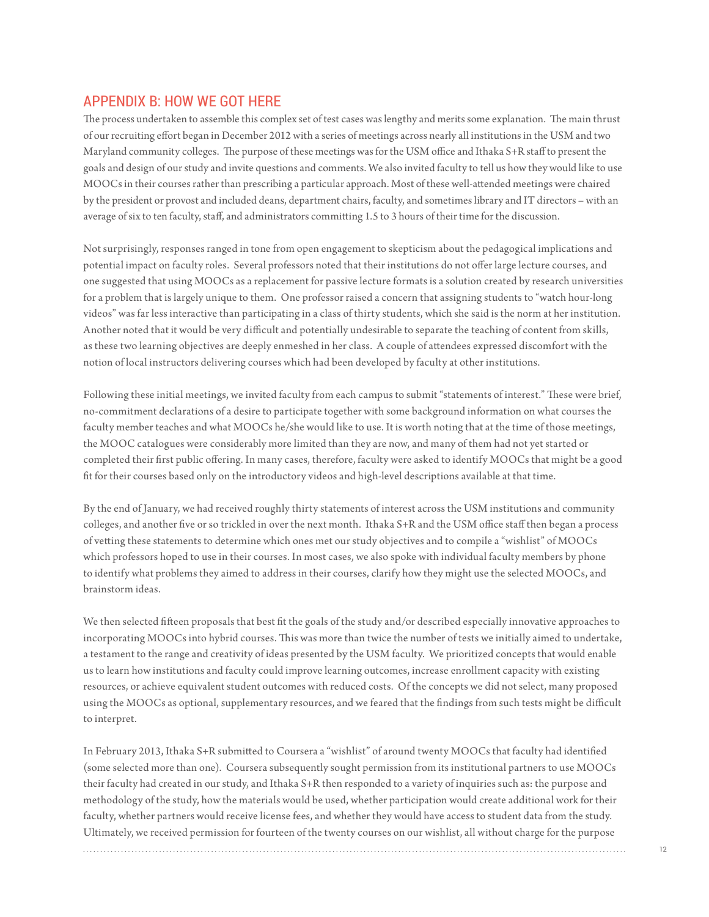## APPENDIX B: HOW WE GOT HERE

The process undertaken to assemble this complex set of test cases was lengthy and merits some explanation. The main thrust of our recruiting effort began in December 2012 with a series of meetings across nearly all institutions in the USM and two Maryland community colleges. The purpose of these meetings was for the USM office and Ithaka S+R staff to present the goals and design of our study and invite questions and comments. We also invited faculty to tell us how they would like to use MOOCs in their courses rather than prescribing a particular approach. Most of these well-attended meetings were chaired by the president or provost and included deans, department chairs, faculty, and sometimes library and IT directors – with an average of six to ten faculty, staff, and administrators committing 1.5 to 3 hours of their time for the discussion.

Not surprisingly, responses ranged in tone from open engagement to skepticism about the pedagogical implications and potential impact on faculty roles. Several professors noted that their institutions do not offer large lecture courses, and one suggested that using MOOCs as a replacement for passive lecture formats is a solution created by research universities for a problem that is largely unique to them. One professor raised a concern that assigning students to "watch hour-long videos" was far less interactive than participating in a class of thirty students, which she said is the norm at her institution. Another noted that it would be very difficult and potentially undesirable to separate the teaching of content from skills, as these two learning objectives are deeply enmeshed in her class. A couple of attendees expressed discomfort with the notion of local instructors delivering courses which had been developed by faculty at other institutions.

Following these initial meetings, we invited faculty from each campus to submit "statements of interest." These were brief, no-commitment declarations of a desire to participate together with some background information on what courses the faculty member teaches and what MOOCs he/she would like to use. It is worth noting that at the time of those meetings, the MOOC catalogues were considerably more limited than they are now, and many of them had not yet started or completed their first public offering. In many cases, therefore, faculty were asked to identify MOOCs that might be a good fit for their courses based only on the introductory videos and high-level descriptions available at that time.

By the end of January, we had received roughly thirty statements of interest across the USM institutions and community colleges, and another five or so trickled in over the next month. Ithaka S+R and the USM office staff then began a process of vetting these statements to determine which ones met our study objectives and to compile a "wishlist" of MOOCs which professors hoped to use in their courses. In most cases, we also spoke with individual faculty members by phone to identify what problems they aimed to address in their courses, clarify how they might use the selected MOOCs, and brainstorm ideas.

We then selected fifteen proposals that best fit the goals of the study and/or described especially innovative approaches to incorporating MOOCs into hybrid courses. This was more than twice the number of tests we initially aimed to undertake, a testament to the range and creativity of ideas presented by the USM faculty. We prioritized concepts that would enable us to learn how institutions and faculty could improve learning outcomes, increase enrollment capacity with existing resources, or achieve equivalent student outcomes with reduced costs. Of the concepts we did not select, many proposed using the MOOCs as optional, supplementary resources, and we feared that the findings from such tests might be difficult to interpret.

In February 2013, Ithaka S+R submitted to Coursera a "wishlist" of around twenty MOOCs that faculty had identified (some selected more than one). Coursera subsequently sought permission from its institutional partners to use MOOCs their faculty had created in our study, and Ithaka S+R then responded to a variety of inquiries such as: the purpose and methodology of the study, how the materials would be used, whether participation would create additional work for their faculty, whether partners would receive license fees, and whether they would have access to student data from the study. Ultimately, we received permission for fourteen of the twenty courses on our wishlist, all without charge for the purpose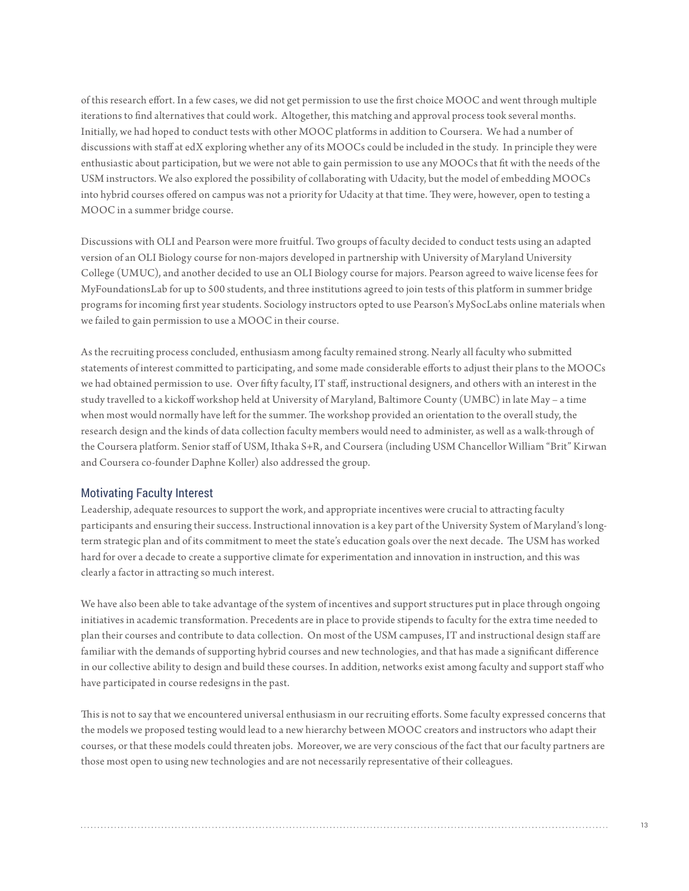of this research effort. In a few cases, we did not get permission to use the first choice MOOC and went through multiple iterations to find alternatives that could work. Altogether, this matching and approval process took several months. Initially, we had hoped to conduct tests with other MOOC platforms in addition to Coursera. We had a number of discussions with staff at edX exploring whether any of its MOOCs could be included in the study. In principle they were enthusiastic about participation, but we were not able to gain permission to use any MOOCs that fit with the needs of the USM instructors. We also explored the possibility of collaborating with Udacity, but the model of embedding MOOCs into hybrid courses offered on campus was not a priority for Udacity at that time. They were, however, open to testing a MOOC in a summer bridge course.

Discussions with OLI and Pearson were more fruitful. Two groups of faculty decided to conduct tests using an adapted version of an OLI Biology course for non-majors developed in partnership with University of Maryland University College (UMUC), and another decided to use an OLI Biology course for majors. Pearson agreed to waive license fees for MyFoundationsLab for up to 500 students, and three institutions agreed to join tests of this platform in summer bridge programs for incoming first year students. Sociology instructors opted to use Pearson's MySocLabs online materials when we failed to gain permission to use a MOOC in their course.

As the recruiting process concluded, enthusiasm among faculty remained strong. Nearly all faculty who submitted statements of interest committed to participating, and some made considerable efforts to adjust their plans to the MOOCs we had obtained permission to use. Over fifty faculty, IT staff, instructional designers, and others with an interest in the study travelled to a kickoff workshop held at University of Maryland, Baltimore County (UMBC) in late May – a time when most would normally have left for the summer. The workshop provided an orientation to the overall study, the research design and the kinds of data collection faculty members would need to administer, as well as a walk-through of the Coursera platform. Senior staff of USM, Ithaka S+R, and Coursera (including USM Chancellor William "Brit" Kirwan and Coursera co-founder Daphne Koller) also addressed the group.

## Motivating Faculty Interest

Leadership, adequate resources to support the work, and appropriate incentives were crucial to attracting faculty participants and ensuring their success. Instructional innovation is a key part of the University System of Maryland's long-term strategic plan and of its commitment to meet the state's education goals over the next decade. The USM has worked hard for over a decade to create a supportive climate for experimentation and innovation in instruction, and this was clearly a factor in attracting so much interest.

We have also been able to take advantage of the system of incentives and support structures put in place through ongoing initiatives in academic transformation. Precedents are in place to provide stipends to faculty for the extra time needed to plan their courses and contribute to data collection. On most of the USM campuses, IT and instructional design staff are familiar with the demands of supporting hybrid courses and new technologies, and that has made a significant difference in our collective ability to design and build these courses. In addition, networks exist among faculty and support staff who have participated in course redesigns in the past.

This is not to say that we encountered universal enthusiasm in our recruiting efforts. Some faculty expressed concerns that the models we proposed testing would lead to a new hierarchy between MOOC creators and instructors who adapt their courses, or that these models could threaten jobs. Moreover, we are very conscious of the fact that our faculty partners are those most open to using new technologies and are not necessarily representative of their colleagues.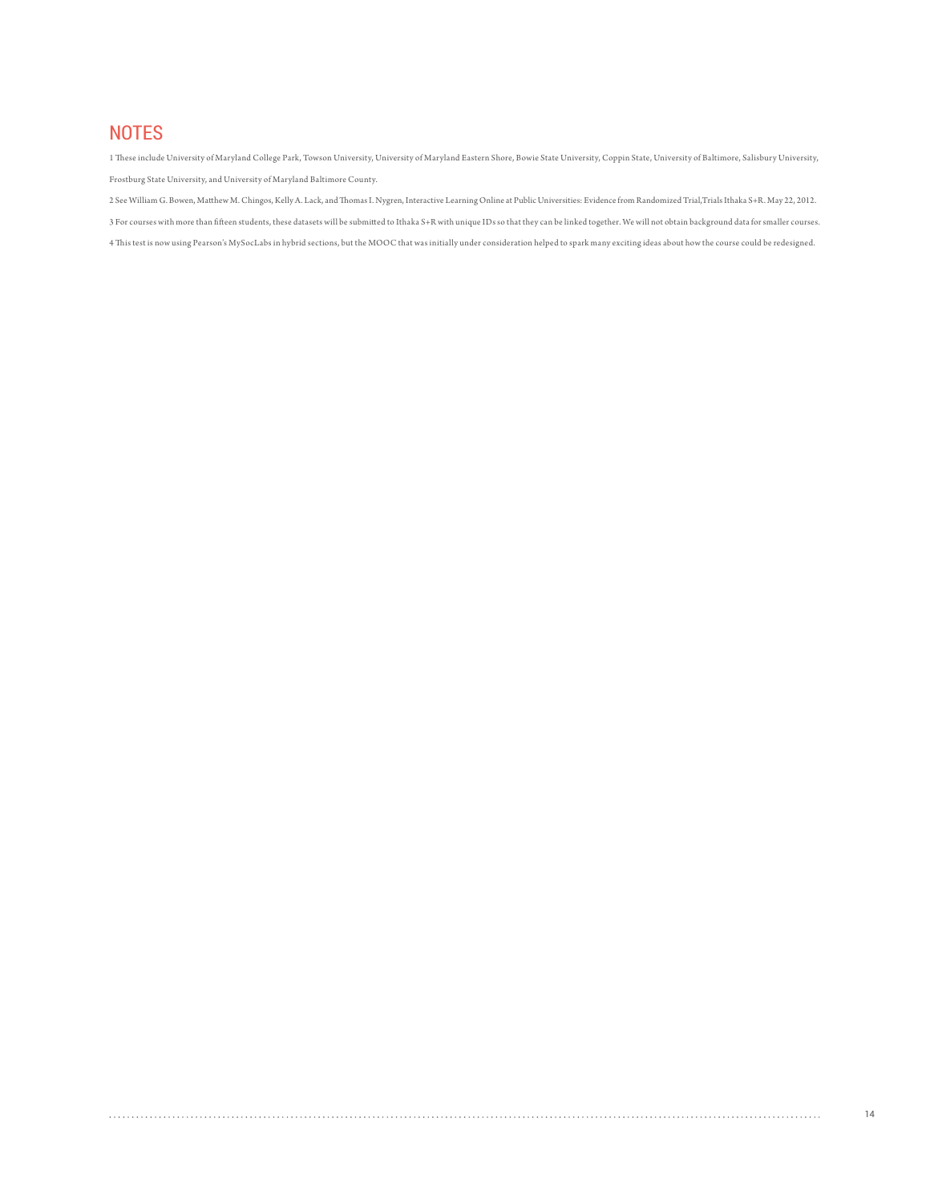## NOTES

1 These include University of Maryland College Park, Towson University, University of Maryland Eastern Shore, Bowie State University, Coppin State, University of Baltimore, Salisbury University, Frostburg State University, and University of Maryland Baltimore County.

2 See William G. Bowen, Matthew M. Chingos, Kelly A. Lack, and Thomas I. Nygren, Interactive Learning Online at Public Universities: Evidence from Randomized Trial,Trials Ithaka S+R. May 22, 2012.

3 For courses with more than fifteen students, these datasets will be submitted to Ithaka S+R with unique IDs so that they can be linked together. We will not obtain background data for smaller courses.

4 This test is now using Pearson's MySocLabs in hybrid sections, but the MOOC that was initially under consideration helped to spark many exciting ideas about how the course could be redesigned.